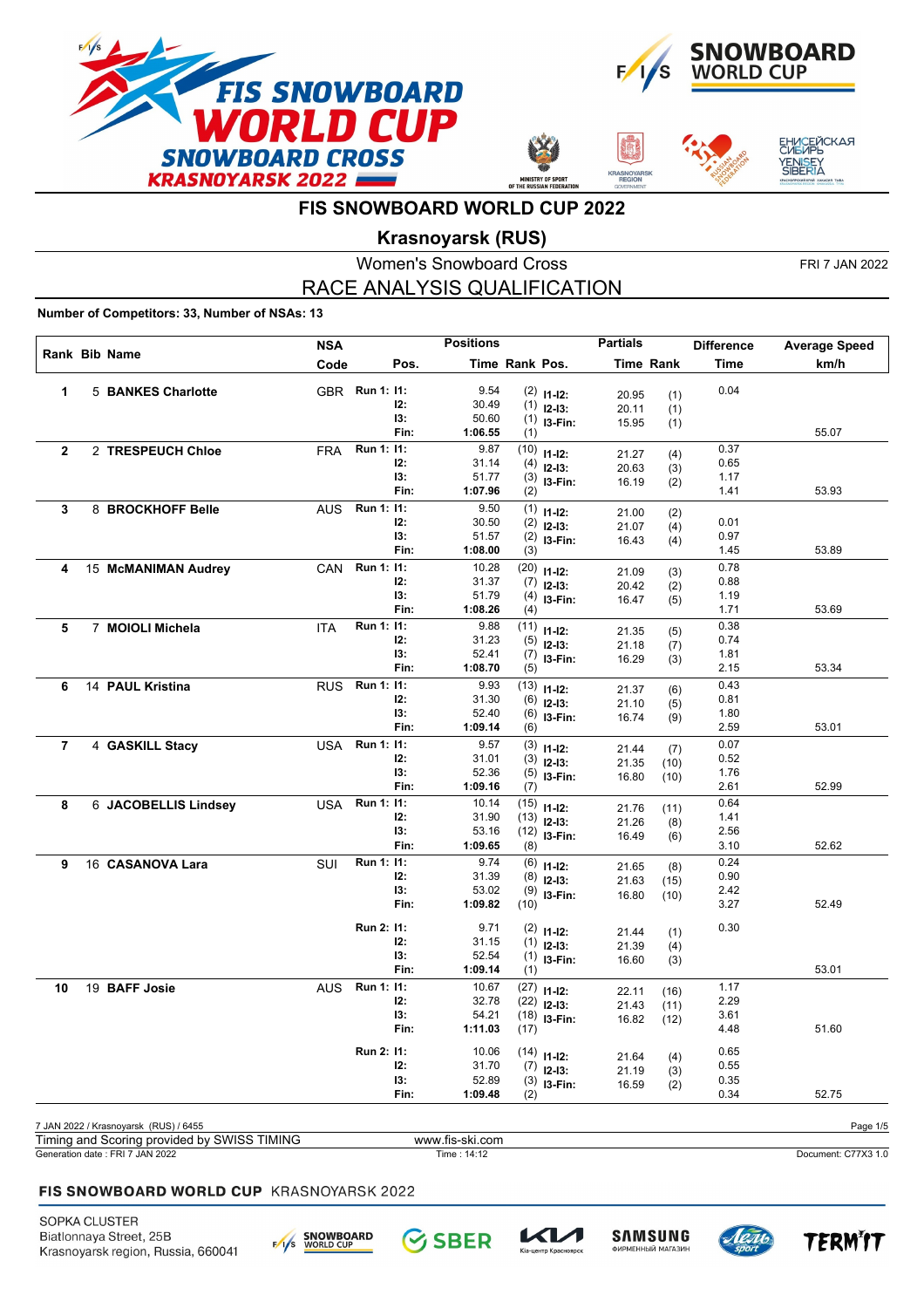# FIS SNOWBOARD WORLD CUP 2022

## Krasnoyarsk (RUS)

Women's Snowboard Cross

FRI 7 JAN 2022

## RACE ANALYSIS QUALIFICATION

**Number of Competitors: 33, Number of NSAs: 13**

| Rank | Bib | Name | NSA Code | Pos. | | Positions Time | Rank Pos. | | Partials Time | Rank | Difference Time | Average Speed km/h |
|---|---|---|---|---|---|---|---|---|---|---|---|---|
| 1 | 5 | **BANKES Charlotte** | GBR | Run 1: | I1: | 9.54 | (2) | I1-I2: | 20.95 | (1) | 0.04 | |
| | | | | | I2: | 30.49 | (1) | I2-I3: | 20.11 | (1) | | |
| | | | | | I3: | 50.60 | (1) | I3-Fin: | 15.95 | (1) | | |
| | | | | | Fin: | **1:06.55** | (1) | | | | | 55.07 |
| 2 | 2 | **TRESPEUCH Chloe** | FRA | Run 1: | I1: | 9.87 | (10) | I1-I2: | 21.27 | (4) | 0.37 | |
| | | | | | I2: | 31.14 | (4) | I2-I3: | 20.63 | (3) | 0.65 | |
| | | | | | I3: | 51.77 | (3) | I3-Fin: | 16.19 | (2) | 1.17 | |
| | | | | | Fin: | **1:07.96** | (2) | | | | 1.41 | 53.93 |
| 3 | 8 | **BROCKHOFF Belle** | AUS | Run 1: | I1: | 9.50 | (1) | I1-I2: | 21.00 | (2) | | |
| | | | | | I2: | 30.50 | (2) | I2-I3: | 21.07 | (4) | 0.01 | |
| | | | | | I3: | 51.57 | (2) | I3-Fin: | 16.43 | (4) | 0.97 | |
| | | | | | Fin: | **1:08.00** | (3) | | | | 1.45 | 53.89 |
| 4 | 15 | **McMANIMAN Audrey** | CAN | Run 1: | I1: | 10.28 | (20) | I1-I2: | 21.09 | (3) | 0.78 | |
| | | | | | I2: | 31.37 | (7) | I2-I3: | 20.42 | (2) | 0.88 | |
| | | | | | I3: | 51.79 | (4) | I3-Fin: | 16.47 | (5) | 1.19 | |
| | | | | | Fin: | **1:08.26** | (4) | | | | 1.71 | 53.69 |
| 5 | 7 | **MOIOLI Michela** | ITA | Run 1: | I1: | 9.88 | (11) | I1-I2: | 21.35 | (5) | 0.38 | |
| | | | | | I2: | 31.23 | (5) | I2-I3: | 21.18 | (7) | 0.74 | |
| | | | | | I3: | 52.41 | (7) | I3-Fin: | 16.29 | (3) | 1.81 | |
| | | | | | Fin: | **1:08.70** | (5) | | | | 2.15 | 53.34 |
| 6 | 14 | **PAUL Kristina** | RUS | Run 1: | I1: | 9.93 | (13) | I1-I2: | 21.37 | (6) | 0.43 | |
| | | | | | I2: | 31.30 | (6) | I2-I3: | 21.10 | (5) | 0.81 | |
| | | | | | I3: | 52.40 | (6) | I3-Fin: | 16.74 | (9) | 1.80 | |
| | | | | | Fin: | **1:09.14** | (6) | | | | 2.59 | 53.01 |
| 7 | 4 | **GASKILL Stacy** | USA | Run 1: | I1: | 9.57 | (3) | I1-I2: | 21.44 | (7) | 0.07 | |
| | | | | | I2: | 31.01 | (3) | I2-I3: | 21.35 | (10) | 0.52 | |
| | | | | | I3: | 52.36 | (5) | I3-Fin: | 16.80 | (10) | 1.76 | |
| | | | | | Fin: | **1:09.16** | (7) | | | | 2.61 | 52.99 |
| 8 | 6 | **JACOBELLIS Lindsey** | USA | Run 1: | I1: | 10.14 | (15) | I1-I2: | 21.76 | (11) | 0.64 | |
| | | | | | I2: | 31.90 | (13) | I2-I3: | 21.26 | (8) | 1.41 | |
| | | | | | I3: | 53.16 | (12) | I3-Fin: | 16.49 | (6) | 2.56 | |
| | | | | | Fin: | **1:09.65** | (8) | | | | 3.10 | 52.62 |
| 9 | 16 | **CASANOVA Lara** | SUI | Run 1: | I1: | 9.74 | (6) | I1-I2: | 21.65 | (8) | 0.24 | |
| | | | | | I2: | 31.39 | (8) | I2-I3: | 21.63 | (15) | 0.90 | |
| | | | | | I3: | 53.02 | (9) | I3-Fin: | 16.80 | (10) | 2.42 | |
| | | | | | Fin: | **1:09.82** | (10) | | | | 3.27 | 52.49 |
| | | | | Run 2: | I1: | 9.71 | (2) | I1-I2: | 21.44 | (1) | 0.30 | |
| | | | | | I2: | 31.15 | (1) | I2-I3: | 21.39 | (4) | | |
| | | | | | I3: | 52.54 | (1) | I3-Fin: | 16.60 | (3) | | |
| | | | | | Fin: | **1:09.14** | (1) | | | | | 53.01 |
| 10 | 19 | **BAFF Josie** | AUS | Run 1: | I1: | 10.67 | (27) | I1-I2: | 22.11 | (16) | 1.17 | |
| | | | | | I2: | 32.78 | (22) | I2-I3: | 21.43 | (11) | 2.29 | |
| | | | | | I3: | 54.21 | (18) | I3-Fin: | 16.82 | (12) | 3.61 | |
| | | | | | Fin: | **1:11.03** | (17) | | | | 4.48 | 51.60 |
| | | | | Run 2: | I1: | 10.06 | (14) | I1-I2: | 21.64 | (4) | 0.65 | |
| | | | | | I2: | 31.70 | (7) | I2-I3: | 21.19 | (3) | 0.55 | |
| | | | | | I3: | 52.89 | (3) | I3-Fin: | 16.59 | (2) | 0.35 | |
| | | | | | Fin: | **1:09.48** | (2) | | | | 0.34 | 52.75 |

7 JAN 2022 / Krasnoyarsk (RUS) / 6455

Timing and Scoring provided by SWISS TIMING — www.fis-ski.com

Generation date : FRI 7 JAN 2022 — Time : 14:12 — Document: C77X3 1.0

**FIS SNOWBOARD WORLD CUP** KRASNOYARSK 2022

SOPKA CLUSTER
Biatlonnaya Street, 25B
Krasnoyarsk region, Russia, 660041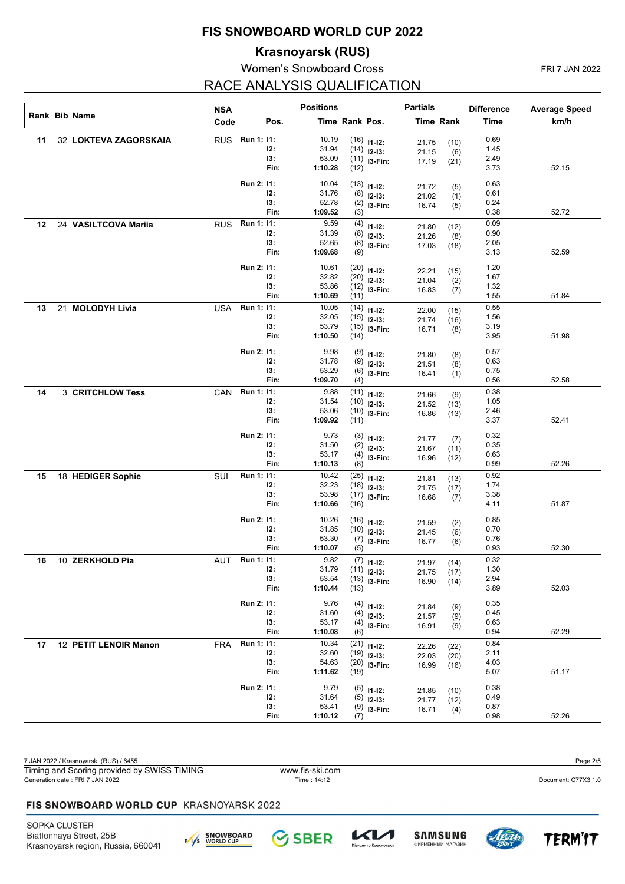# FIS SNOWBOARD WORLD CUP 2022

## Krasnoyarsk (RUS)

### Women's Snowboard Cross

FRI 7 JAN 2022

## RACE ANALYSIS QUALIFICATION

| Rank | Bib | Name | NSA Code | | Pos. | Positions Time | Rank | Pos. | Partials Time | Rank | Difference Time | Average Speed km/h |
|---|---|---|---|---|---|---|---|---|---|---|---|---|
| 11 | 32 | **LOKTEVA ZAGORSKAIA** | RUS | Run 1: | I1: | 10.19 | (16) | I1-I2: | 21.75 | (10) | 0.69 | |
| | | | | | I2: | 31.94 | (14) | I2-I3: | 21.15 | (6) | 1.45 | |
| | | | | | I3: | 53.09 | (11) | I3-Fin: | 17.19 | (21) | 2.49 | |
| | | | | | Fin: | **1:10.28** | (12) | | | | 3.73 | 52.15 |
| | | | | Run 2: | I1: | 10.04 | (13) | I1-I2: | 21.72 | (5) | 0.63 | |
| | | | | | I2: | 31.76 | (8) | I2-I3: | 21.02 | (1) | 0.61 | |
| | | | | | I3: | 52.78 | (2) | I3-Fin: | 16.74 | (5) | 0.24 | |
| | | | | | Fin: | **1:09.52** | (3) | | | | 0.38 | 52.72 |
| 12 | 24 | **VASILTCOVA Mariia** | RUS | Run 1: | I1: | 9.59 | (4) | I1-I2: | 21.80 | (12) | 0.09 | |
| | | | | | I2: | 31.39 | (8) | I2-I3: | 21.26 | (8) | 0.90 | |
| | | | | | I3: | 52.65 | (8) | I3-Fin: | 17.03 | (18) | 2.05 | |
| | | | | | Fin: | **1:09.68** | (9) | | | | 3.13 | 52.59 |
| | | | | Run 2: | I1: | 10.61 | (20) | I1-I2: | 22.21 | (15) | 1.20 | |
| | | | | | I2: | 32.82 | (20) | I2-I3: | 21.04 | (2) | 1.67 | |
| | | | | | I3: | 53.86 | (12) | I3-Fin: | 16.83 | (7) | 1.32 | |
| | | | | | Fin: | **1:10.69** | (11) | | | | 1.55 | 51.84 |
| 13 | 21 | **MOLODYH Livia** | USA | Run 1: | I1: | 10.05 | (14) | I1-I2: | 22.00 | (15) | 0.55 | |
| | | | | | I2: | 32.05 | (15) | I2-I3: | 21.74 | (16) | 1.56 | |
| | | | | | I3: | 53.79 | (15) | I3-Fin: | 16.71 | (8) | 3.19 | |
| | | | | | Fin: | **1:10.50** | (14) | | | | 3.95 | 51.98 |
| | | | | Run 2: | I1: | 9.98 | (9) | I1-I2: | 21.80 | (8) | 0.57 | |
| | | | | | I2: | 31.78 | (9) | I2-I3: | 21.51 | (8) | 0.63 | |
| | | | | | I3: | 53.29 | (6) | I3-Fin: | 16.41 | (1) | 0.75 | |
| | | | | | Fin: | **1:09.70** | (4) | | | | 0.56 | 52.58 |
| 14 | 3 | **CRITCHLOW Tess** | CAN | Run 1: | I1: | 9.88 | (11) | I1-I2: | 21.66 | (9) | 0.38 | |
| | | | | | I2: | 31.54 | (10) | I2-I3: | 21.52 | (13) | 1.05 | |
| | | | | | I3: | 53.06 | (10) | I3-Fin: | 16.86 | (13) | 2.46 | |
| | | | | | Fin: | **1:09.92** | (11) | | | | 3.37 | 52.41 |
| | | | | Run 2: | I1: | 9.73 | (3) | I1-I2: | 21.77 | (7) | 0.32 | |
| | | | | | I2: | 31.50 | (2) | I2-I3: | 21.67 | (11) | 0.35 | |
| | | | | | I3: | 53.17 | (4) | I3-Fin: | 16.96 | (12) | 0.63 | |
| | | | | | Fin: | **1:10.13** | (8) | | | | 0.99 | 52.26 |
| 15 | 18 | **HEDIGER Sophie** | SUI | Run 1: | I1: | 10.42 | (25) | I1-I2: | 21.81 | (13) | 0.92 | |
| | | | | | I2: | 32.23 | (18) | I2-I3: | 21.75 | (17) | 1.74 | |
| | | | | | I3: | 53.98 | (17) | I3-Fin: | 16.68 | (7) | 3.38 | |
| | | | | | Fin: | **1:10.66** | (16) | | | | 4.11 | 51.87 |
| | | | | Run 2: | I1: | 10.26 | (16) | I1-I2: | 21.59 | (2) | 0.85 | |
| | | | | | I2: | 31.85 | (10) | I2-I3: | 21.45 | (6) | 0.70 | |
| | | | | | I3: | 53.30 | (7) | I3-Fin: | 16.77 | (6) | 0.76 | |
| | | | | | Fin: | **1:10.07** | (5) | | | | 0.93 | 52.30 |
| 16 | 10 | **ZERKHOLD Pia** | AUT | Run 1: | I1: | 9.82 | (7) | I1-I2: | 21.97 | (14) | 0.32 | |
| | | | | | I2: | 31.79 | (11) | I2-I3: | 21.75 | (17) | 1.30 | |
| | | | | | I3: | 53.54 | (13) | I3-Fin: | 16.90 | (14) | 2.94 | |
| | | | | | Fin: | **1:10.44** | (13) | | | | 3.89 | 52.03 |
| | | | | Run 2: | I1: | 9.76 | (4) | I1-I2: | 21.84 | (9) | 0.35 | |
| | | | | | I2: | 31.60 | (4) | I2-I3: | 21.57 | (9) | 0.45 | |
| | | | | | I3: | 53.17 | (4) | I3-Fin: | 16.91 | (9) | 0.63 | |
| | | | | | Fin: | **1:10.08** | (6) | | | | 0.94 | 52.29 |
| 17 | 12 | **PETIT LENOIR Manon** | FRA | Run 1: | I1: | 10.34 | (21) | I1-I2: | 22.26 | (22) | 0.84 | |
| | | | | | I2: | 32.60 | (19) | I2-I3: | 22.03 | (20) | 2.11 | |
| | | | | | I3: | 54.63 | (20) | I3-Fin: | 16.99 | (16) | 4.03 | |
| | | | | | Fin: | **1:11.62** | (19) | | | | 5.07 | 51.17 |
| | | | | Run 2: | I1: | 9.79 | (5) | I1-I2: | 21.85 | (10) | 0.38 | |
| | | | | | I2: | 31.64 | (5) | I2-I3: | 21.77 | (12) | 0.49 | |
| | | | | | I3: | 53.41 | (9) | I3-Fin: | 16.71 | (4) | 0.87 | |
| | | | | | Fin: | **1:10.12** | (7) | | | | 0.98 | 52.26 |

7 JAN 2022 / Krasnoyarsk (RUS) / 6455

Timing and Scoring provided by SWISS TIMING — www.fis-ski.com

Generation date : FRI 7 JAN 2022 — Time : 14:12 — Document: C77X3 1.0

**FIS SNOWBOARD WORLD CUP** KRASNOYARSK 2022

SOPKA CLUSTER
Biatlonnaya Street, 25B
Krasnoyarsk region, Russia, 660041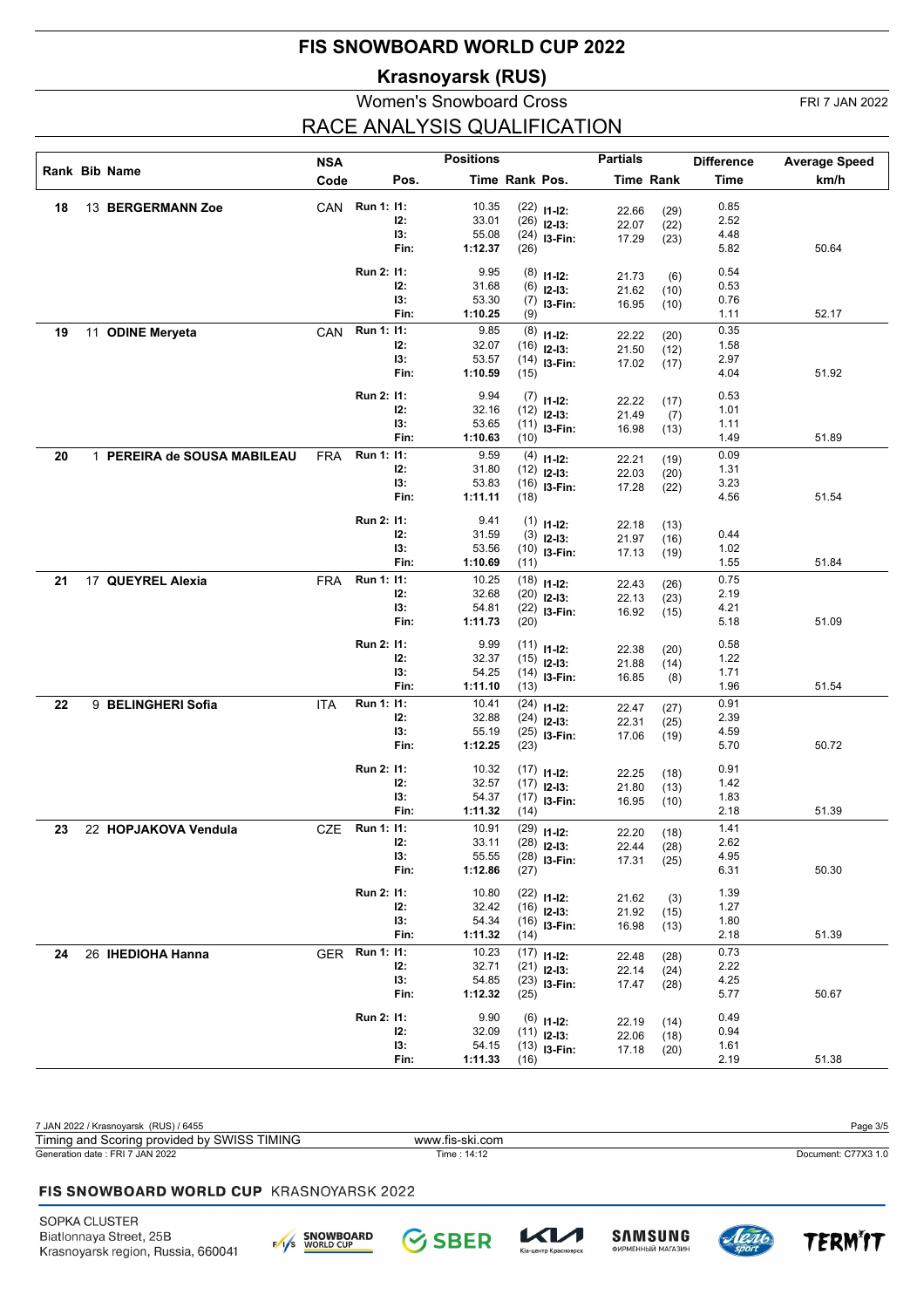# FIS SNOWBOARD WORLD CUP 2022

## Krasnoyarsk (RUS)

### Women's Snowboard Cross

FRI 7 JAN 2022

## RACE ANALYSIS QUALIFICATION

| Rank | Bib | Name | NSA Code | Run | Pos. | Time | Rank | Pos. | Partial Time | Partial Rank | Difference Time | Average Speed km/h |
|---|---|---|---|---|---|---|---|---|---|---|---|---|
| 18 | 13 | **BERGERMANN Zoe** | CAN | Run 1: | I1: | 10.35 | (22) | I1-I2: | 22.66 | (29) | 0.85 | |
| | | | | | I2: | 33.01 | (26) | I2-I3: | 22.07 | (22) | 2.52 | |
| | | | | | I3: | 55.08 | (24) | I3-Fin: | 17.29 | (23) | 4.48 | |
| | | | | | Fin: | **1:12.37** | (26) | | | | 5.82 | 50.64 |
| | | | | Run 2: | I1: | 9.95 | (8) | I1-I2: | 21.73 | (6) | 0.54 | |
| | | | | | I2: | 31.68 | (6) | I2-I3: | 21.62 | (10) | 0.53 | |
| | | | | | I3: | 53.30 | (7) | I3-Fin: | 16.95 | (10) | 0.76 | |
| | | | | | Fin: | **1:10.25** | (9) | | | | 1.11 | 52.17 |
| 19 | 11 | **ODINE Meryeta** | CAN | Run 1: | I1: | 9.85 | (8) | I1-I2: | 22.22 | (20) | 0.35 | |
| | | | | | I2: | 32.07 | (16) | I2-I3: | 21.50 | (12) | 1.58 | |
| | | | | | I3: | 53.57 | (14) | I3-Fin: | 17.02 | (17) | 2.97 | |
| | | | | | Fin: | **1:10.59** | (15) | | | | 4.04 | 51.92 |
| | | | | Run 2: | I1: | 9.94 | (7) | I1-I2: | 22.22 | (17) | 0.53 | |
| | | | | | I2: | 32.16 | (12) | I2-I3: | 21.49 | (7) | 1.01 | |
| | | | | | I3: | 53.65 | (11) | I3-Fin: | 16.98 | (13) | 1.11 | |
| | | | | | Fin: | **1:10.63** | (10) | | | | 1.49 | 51.89 |
| 20 | 1 | **PEREIRA de SOUSA MABILEAU** | FRA | Run 1: | I1: | 9.59 | (4) | I1-I2: | 22.21 | (19) | 0.09 | |
| | | | | | I2: | 31.80 | (12) | I2-I3: | 22.03 | (20) | 1.31 | |
| | | | | | I3: | 53.83 | (16) | I3-Fin: | 17.28 | (22) | 3.23 | |
| | | | | | Fin: | **1:11.11** | (18) | | | | 4.56 | 51.54 |
| | | | | Run 2: | I1: | 9.41 | (1) | I1-I2: | 22.18 | (13) | | |
| | | | | | I2: | 31.59 | (3) | I2-I3: | 21.97 | (16) | 0.44 | |
| | | | | | I3: | 53.56 | (10) | I3-Fin: | 17.13 | (19) | 1.02 | |
| | | | | | Fin: | **1:10.69** | (11) | | | | 1.55 | 51.84 |
| 21 | 17 | **QUEYREL Alexia** | FRA | Run 1: | I1: | 10.25 | (18) | I1-I2: | 22.43 | (26) | 0.75 | |
| | | | | | I2: | 32.68 | (20) | I2-I3: | 22.13 | (23) | 2.19 | |
| | | | | | I3: | 54.81 | (22) | I3-Fin: | 16.92 | (15) | 4.21 | |
| | | | | | Fin: | **1:11.73** | (20) | | | | 5.18 | 51.09 |
| | | | | Run 2: | I1: | 9.99 | (11) | I1-I2: | 22.38 | (20) | 0.58 | |
| | | | | | I2: | 32.37 | (15) | I2-I3: | 21.88 | (14) | 1.22 | |
| | | | | | I3: | 54.25 | (14) | I3-Fin: | 16.85 | (8) | 1.71 | |
| | | | | | Fin: | **1:11.10** | (13) | | | | 1.96 | 51.54 |
| 22 | 9 | **BELINGHERI Sofia** | ITA | Run 1: | I1: | 10.41 | (24) | I1-I2: | 22.47 | (27) | 0.91 | |
| | | | | | I2: | 32.88 | (24) | I2-I3: | 22.31 | (25) | 2.39 | |
| | | | | | I3: | 55.19 | (25) | I3-Fin: | 17.06 | (19) | 4.59 | |
| | | | | | Fin: | **1:12.25** | (23) | | | | 5.70 | 50.72 |
| | | | | Run 2: | I1: | 10.32 | (17) | I1-I2: | 22.25 | (18) | 0.91 | |
| | | | | | I2: | 32.57 | (17) | I2-I3: | 21.80 | (13) | 1.42 | |
| | | | | | I3: | 54.37 | (17) | I3-Fin: | 16.95 | (10) | 1.83 | |
| | | | | | Fin: | **1:11.32** | (14) | | | | 2.18 | 51.39 |
| 23 | 22 | **HOPJAKOVA Vendula** | CZE | Run 1: | I1: | 10.91 | (29) | I1-I2: | 22.20 | (18) | 1.41 | |
| | | | | | I2: | 33.11 | (28) | I2-I3: | 22.44 | (28) | 2.62 | |
| | | | | | I3: | 55.55 | (28) | I3-Fin: | 17.31 | (25) | 4.95 | |
| | | | | | Fin: | **1:12.86** | (27) | | | | 6.31 | 50.30 |
| | | | | Run 2: | I1: | 10.80 | (22) | I1-I2: | 21.62 | (3) | 1.39 | |
| | | | | | I2: | 32.42 | (16) | I2-I3: | 21.92 | (15) | 1.27 | |
| | | | | | I3: | 54.34 | (16) | I3-Fin: | 16.98 | (13) | 1.80 | |
| | | | | | Fin: | **1:11.32** | (14) | | | | 2.18 | 51.39 |
| 24 | 26 | **IHEDIOHA Hanna** | GER | Run 1: | I1: | 10.23 | (17) | I1-I2: | 22.48 | (28) | 0.73 | |
| | | | | | I2: | 32.71 | (21) | I2-I3: | 22.14 | (24) | 2.22 | |
| | | | | | I3: | 54.85 | (23) | I3-Fin: | 17.47 | (28) | 4.25 | |
| | | | | | Fin: | **1:12.32** | (25) | | | | 5.77 | 50.67 |
| | | | | Run 2: | I1: | 9.90 | (6) | I1-I2: | 22.19 | (14) | 0.49 | |
| | | | | | I2: | 32.09 | (11) | I2-I3: | 22.06 | (18) | 0.94 | |
| | | | | | I3: | 54.15 | (13) | I3-Fin: | 17.18 | (20) | 1.61 | |
| | | | | | Fin: | **1:11.33** | (16) | | | | 2.19 | 51.38 |

7 JAN 2022 / Krasnoyarsk (RUS) / 6455

Timing and Scoring provided by SWISS TIMING — www.fis-ski.com

Generation date : FRI 7 JAN 2022 — Time : 14:12 — Document: C77X3 1.0

**FIS SNOWBOARD WORLD CUP** KRASNOYARSK 2022

SOPKA CLUSTER
Biatlonnaya Street, 25B
Krasnoyarsk region, Russia, 660041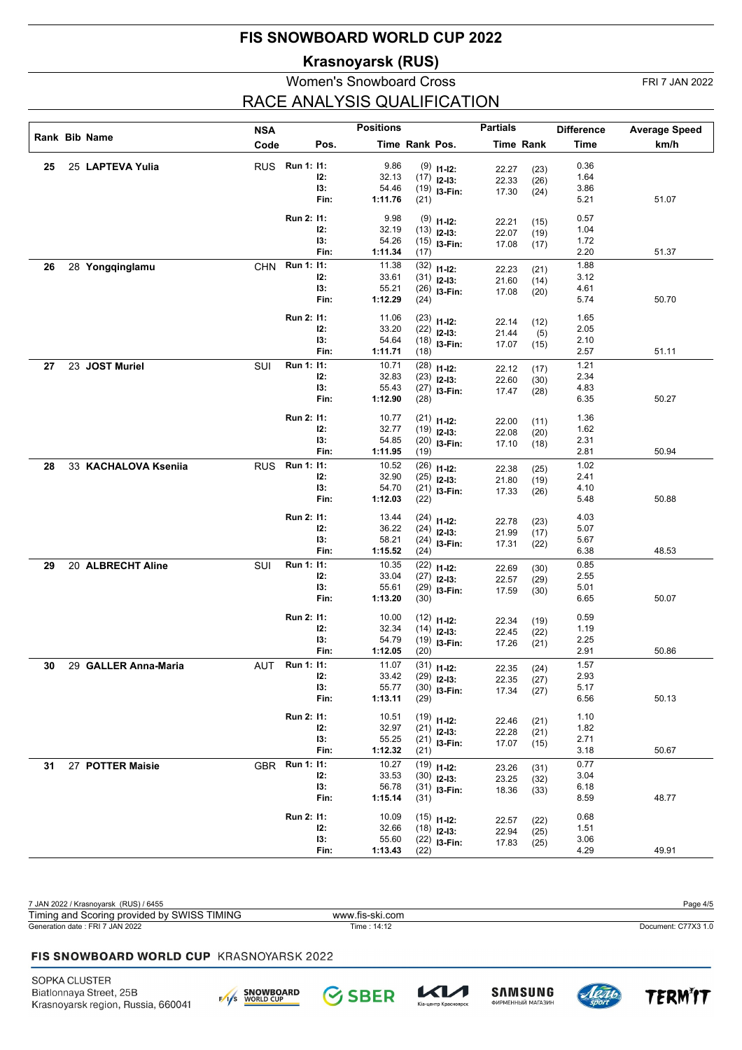# FIS SNOWBOARD WORLD CUP 2022

## Krasnoyarsk (RUS)

### Women's Snowboard Cross

FRI 7 JAN 2022

## RACE ANALYSIS QUALIFICATION

| Rank | Bib | Name | NSA Code | Run | Pos. | Positions Time | Positions Rank | Partials Pos. | Partials Time | Partials Rank | Difference Time | Average Speed km/h |
|---|---|---|---|---|---|---|---|---|---|---|---|---|
| 25 | 25 | **LAPTEVA Yulia** | RUS | Run 1: | I1: | 9.86 | (9) | I1-I2: | 22.27 | (23) | 0.36 | |
| | | | | | I2: | 32.13 | (17) | I2-I3: | 22.33 | (26) | 1.64 | |
| | | | | | I3: | 54.46 | (19) | I3-Fin: | 17.30 | (24) | 3.86 | |
| | | | | | Fin: | **1:11.76** | (21) | | | | 5.21 | 51.07 |
| | | | | Run 2: | I1: | 9.98 | (9) | I1-I2: | 22.21 | (15) | 0.57 | |
| | | | | | I2: | 32.19 | (13) | I2-I3: | 22.07 | (19) | 1.04 | |
| | | | | | I3: | 54.26 | (15) | I3-Fin: | 17.08 | (17) | 1.72 | |
| | | | | | Fin: | **1:11.34** | (17) | | | | 2.20 | 51.37 |
| 26 | 28 | **Yongqinglamu** | CHN | Run 1: | I1: | 11.38 | (32) | I1-I2: | 22.23 | (21) | 1.88 | |
| | | | | | I2: | 33.61 | (31) | I2-I3: | 21.60 | (14) | 3.12 | |
| | | | | | I3: | 55.21 | (26) | I3-Fin: | 17.08 | (20) | 4.61 | |
| | | | | | Fin: | **1:12.29** | (24) | | | | 5.74 | 50.70 |
| | | | | Run 2: | I1: | 11.06 | (23) | I1-I2: | 22.14 | (12) | 1.65 | |
| | | | | | I2: | 33.20 | (22) | I2-I3: | 21.44 | (5) | 2.05 | |
| | | | | | I3: | 54.64 | (18) | I3-Fin: | 17.07 | (15) | 2.10 | |
| | | | | | Fin: | **1:11.71** | (18) | | | | 2.57 | 51.11 |
| 27 | 23 | **JOST Muriel** | SUI | Run 1: | I1: | 10.71 | (28) | I1-I2: | 22.12 | (17) | 1.21 | |
| | | | | | I2: | 32.83 | (31) | I2-I3: | 22.60 | (30) | 2.34 | |
| | | | | | I3: | 55.43 | (27) | I3-Fin: | 17.47 | (28) | 4.83 | |
| | | | | | Fin: | **1:12.90** | (28) | | | | 6.35 | 50.27 |
| | | | | Run 2: | I1: | 10.77 | (21) | I1-I2: | 22.00 | (11) | 1.36 | |
| | | | | | I2: | 32.77 | (19) | I2-I3: | 22.08 | (20) | 1.62 | |
| | | | | | I3: | 54.85 | (20) | I3-Fin: | 17.10 | (18) | 2.31 | |
| | | | | | Fin: | **1:11.95** | (19) | | | | 2.81 | 50.94 |
| 28 | 33 | **KACHALOVA Kseniia** | RUS | Run 1: | I1: | 10.52 | (26) | I1-I2: | 22.38 | (25) | 1.02 | |
| | | | | | I2: | 32.90 | (25) | I2-I3: | 21.80 | (19) | 2.41 | |
| | | | | | I3: | 54.70 | (21) | I3-Fin: | 17.33 | (26) | 4.10 | |
| | | | | | Fin: | **1:12.03** | (22) | | | | 5.48 | 50.88 |
| | | | | Run 2: | I1: | 13.44 | (24) | I1-I2: | 22.78 | (23) | 4.03 | |
| | | | | | I2: | 36.22 | (24) | I2-I3: | 21.99 | (17) | 5.07 | |
| | | | | | I3: | 58.21 | (24) | I3-Fin: | 17.31 | (22) | 5.67 | |
| | | | | | Fin: | **1:15.52** | (24) | | | | 6.38 | 48.53 |
| 29 | 20 | **ALBRECHT Aline** | SUI | Run 1: | I1: | 10.35 | (22) | I1-I2: | 22.69 | (30) | 0.85 | |
| | | | | | I2: | 33.04 | (27) | I2-I3: | 22.57 | (29) | 2.55 | |
| | | | | | I3: | 55.61 | (29) | I3-Fin: | 17.59 | (30) | 5.01 | |
| | | | | | Fin: | **1:13.20** | (30) | | | | 6.65 | 50.07 |
| | | | | Run 2: | I1: | 10.00 | (12) | I1-I2: | 22.34 | (19) | 0.59 | |
| | | | | | I2: | 32.34 | (14) | I2-I3: | 22.45 | (22) | 1.19 | |
| | | | | | I3: | 54.79 | (19) | I3-Fin: | 17.26 | (21) | 2.25 | |
| | | | | | Fin: | **1:12.05** | (20) | | | | 2.91 | 50.86 |
| 30 | 29 | **GALLER Anna-Maria** | AUT | Run 1: | I1: | 11.07 | (31) | I1-I2: | 22.35 | (24) | 1.57 | |
| | | | | | I2: | 33.42 | (29) | I2-I3: | 22.35 | (27) | 2.93 | |
| | | | | | I3: | 55.77 | (30) | I3-Fin: | 17.34 | (27) | 5.17 | |
| | | | | | Fin: | **1:13.11** | (29) | | | | 6.56 | 50.13 |
| | | | | Run 2: | I1: | 10.51 | (19) | I1-I2: | 22.46 | (21) | 1.10 | |
| | | | | | I2: | 32.97 | (21) | I2-I3: | 22.28 | (21) | 1.82 | |
| | | | | | I3: | 55.25 | (21) | I3-Fin: | 17.07 | (15) | 2.71 | |
| | | | | | Fin: | **1:12.32** | (21) | | | | 3.18 | 50.67 |
| 31 | 27 | **POTTER Maisie** | GBR | Run 1: | I1: | 10.27 | (19) | I1-I2: | 23.26 | (31) | 0.77 | |
| | | | | | I2: | 33.53 | (30) | I2-I3: | 23.25 | (32) | 3.04 | |
| | | | | | I3: | 56.78 | (31) | I3-Fin: | 18.36 | (33) | 6.18 | |
| | | | | | Fin: | **1:15.14** | (31) | | | | 8.59 | 48.77 |
| | | | | Run 2: | I1: | 10.09 | (15) | I1-I2: | 22.57 | (22) | 0.68 | |
| | | | | | I2: | 32.66 | (18) | I2-I3: | 22.94 | (25) | 1.51 | |
| | | | | | I3: | 55.60 | (22) | I3-Fin: | 17.83 | (25) | 3.06 | |
| | | | | | Fin: | **1:13.43** | (22) | | | | 4.29 | 49.91 |

7 JAN 2022 / Krasnoyarsk (RUS) / 6455

Timing and Scoring provided by SWISS TIMING — www.fis-ski.com

Generation date : FRI 7 JAN 2022 — Time : 14:12 — Document: C77X3 1.0

**FIS SNOWBOARD WORLD CUP** KRASNOYARSK 2022

SOPKA CLUSTER
Biatlonnaya Street, 25B
Krasnoyarsk region, Russia, 660041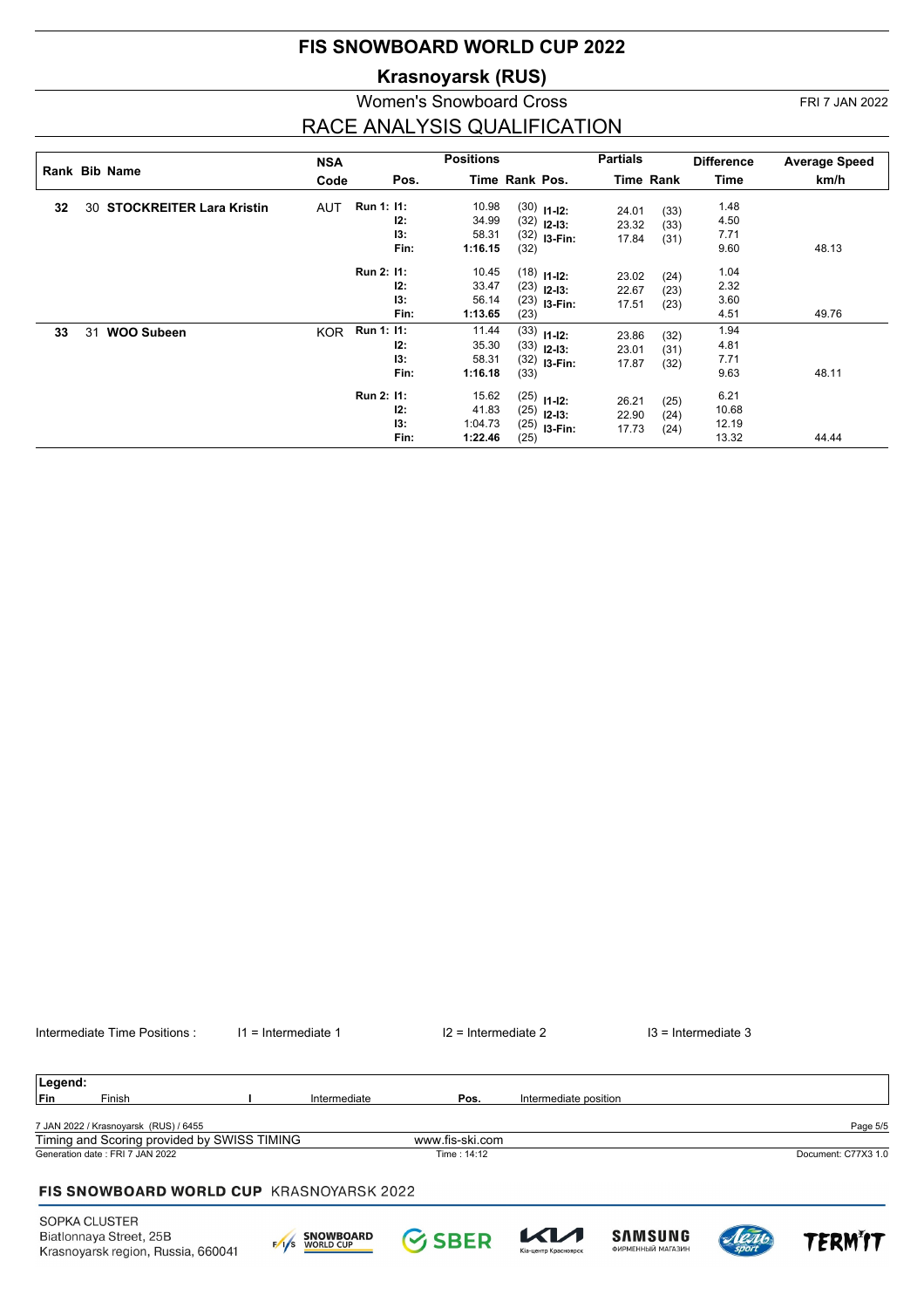# FIS SNOWBOARD WORLD CUP 2022

## Krasnoyarsk (RUS)

### Women's Snowboard Cross

FRI 7 JAN 2022

## RACE ANALYSIS QUALIFICATION

| Rank | Bib | Name | NSA Code | Run | Pos. | Positions Time | Positions Rank | Pos. | Partials Time | Partials Rank | Difference Time | Average Speed km/h |
|---|---|---|---|---|---|---|---|---|---|---|---|---|
| 32 | 30 | **STOCKREITER Lara Kristin** | AUT | Run 1: | I1: | 10.98 | (30) | I1-I2: | 24.01 | (33) | 1.48 | |
| | | | | | I2: | 34.99 | (32) | I2-I3: | 23.32 | (33) | 4.50 | |
| | | | | | I3: | 58.31 | (32) | I3-Fin: | 17.84 | (31) | 7.71 | |
| | | | | | Fin: | **1:16.15** | (32) | | | | 9.60 | 48.13 |
| | | | | Run 2: | I1: | 10.45 | (18) | I1-I2: | 23.02 | (24) | 1.04 | |
| | | | | | I2: | 33.47 | (23) | I2-I3: | 22.67 | (23) | 2.32 | |
| | | | | | I3: | 56.14 | (23) | I3-Fin: | 17.51 | (23) | 3.60 | |
| | | | | | Fin: | **1:13.65** | (23) | | | | 4.51 | 49.76 |
| 33 | 31 | **WOO Subeen** | KOR | Run 1: | I1: | 11.44 | (33) | I1-I2: | 23.86 | (32) | 1.94 | |
| | | | | | I2: | 35.30 | (33) | I2-I3: | 23.01 | (31) | 4.81 | |
| | | | | | I3: | 58.31 | (32) | I3-Fin: | 17.87 | (32) | 7.71 | |
| | | | | | Fin: | **1:16.18** | (33) | | | | 9.63 | 48.11 |
| | | | | Run 2: | I1: | 15.62 | (25) | I1-I2: | 26.21 | (25) | 6.21 | |
| | | | | | I2: | 41.83 | (25) | I2-I3: | 22.90 | (24) | 10.68 | |
| | | | | | I3: | 1:04.73 | (25) | I3-Fin: | 17.73 | (24) | 12.19 | |
| | | | | | Fin: | **1:22.46** | (25) | | | | 13.32 | 44.44 |

Intermediate Time Positions : I1 = Intermediate 1 I2 = Intermediate 2 I3 = Intermediate 3

| Legend: | | | | | |
|---|---|---|---|---|---|
| Fin | Finish | I | Intermediate | Pos. | Intermediate position |

7 JAN 2022 / Krasnoyarsk (RUS) / 6455

Timing and Scoring provided by SWISS TIMING — www.fis-ski.com

Generation date : FRI 7 JAN 2022 — Time : 14:12 — Document: C77X3 1.0

**FIS SNOWBOARD WORLD CUP** KRASNOYARSK 2022

SOPKA CLUSTER
Biatlonnaya Street, 25B
Krasnoyarsk region, Russia, 660041